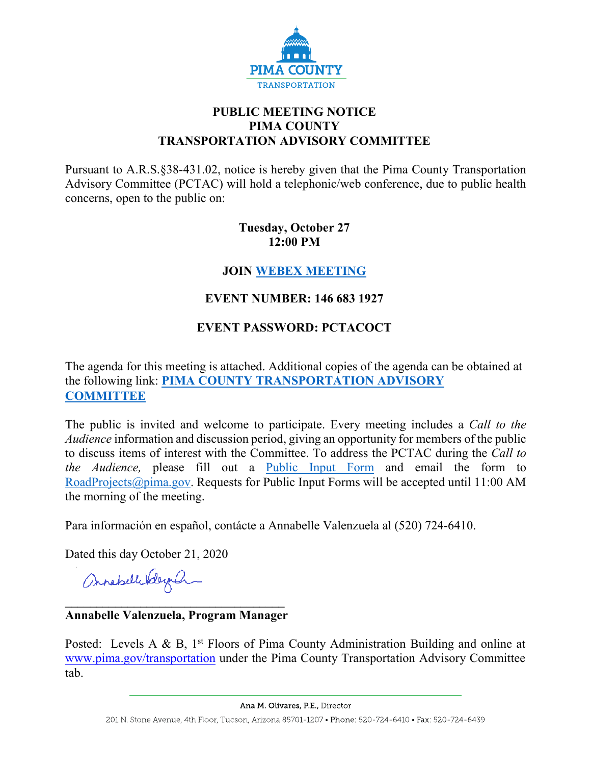PIMA COUNTY
TRANSPORTATION

# PUBLIC MEETING NOTICE
# PIMA COUNTY
# TRANSPORTATION ADVISORY COMMITTEE

Pursuant to A.R.S.§38-431.02, notice is hereby given that the Pima County Transportation Advisory Committee (PCTAC) will hold a telephonic/web conference, due to public health concerns, open to the public on:

**Tuesday, October 27**
**12:00 PM**

**JOIN WEBEX MEETING**

**EVENT NUMBER: 146 683 1927**

**EVENT PASSWORD: PCTACOCT**

The agenda for this meeting is attached. Additional copies of the agenda can be obtained at the following link: **PIMA COUNTY TRANSPORTATION ADVISORY COMMITTEE**

The public is invited and welcome to participate. Every meeting includes a *Call to the Audience* information and discussion period, giving an opportunity for members of the public to discuss items of interest with the Committee. To address the PCTAC during the *Call to the Audience,* please fill out a Public Input Form and email the form to RoadProjects@pima.gov. Requests for Public Input Forms will be accepted until 11:00 AM the morning of the meeting.

Para información en español, contácte a Annabelle Valenzuela al (520) 724-6410.

Dated this day October 21, 2020

**Annabelle Valenzuela, Program Manager**

Posted: Levels A & B, 1st Floors of Pima County Administration Building and online at www.pima.gov/transportation under the Pima County Transportation Advisory Committee tab.

Ana M. Olivares, P.E., Director

201 N. Stone Avenue, 4th Floor, Tucson, Arizona 85701-1207 • Phone: 520-724-6410 • Fax: 520-724-6439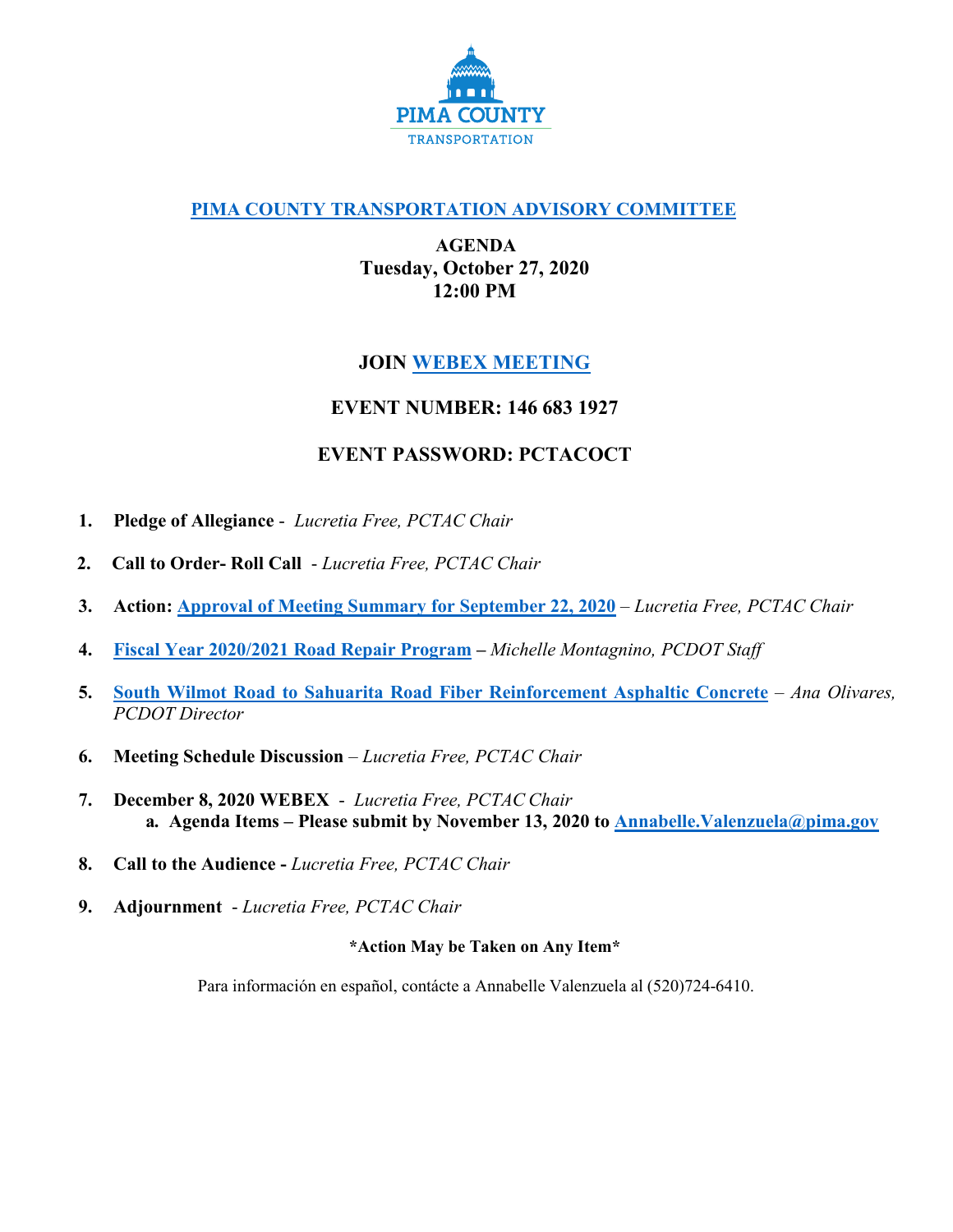PIMA COUNTY

TRANSPORTATION

## PIMA COUNTY TRANSPORTATION ADVISORY COMMITTEE

**AGENDA**
**Tuesday, October 27, 2020**
**12:00 PM**

### JOIN WEBEX MEETING

### EVENT NUMBER: 146 683 1927

### EVENT PASSWORD: PCTACOCT

1. **Pledge of Allegiance** - *Lucretia Free, PCTAC Chair*
2. **Call to Order- Roll Call** - *Lucretia Free, PCTAC Chair*
3. **Action: Approval of Meeting Summary for September 22, 2020** – *Lucretia Free, PCTAC Chair*
4. **Fiscal Year 2020/2021 Road Repair Program –** *Michelle Montagnino, PCDOT Staff*
5. **South Wilmot Road to Sahuarita Road Fiber Reinforcement Asphaltic Concrete** – *Ana Olivares, PCDOT Director*
6. **Meeting Schedule Discussion** – *Lucretia Free, PCTAC Chair*
7. **December 8, 2020 WEBEX** - *Lucretia Free, PCTAC Chair*
   a. **Agenda Items – Please submit by November 13, 2020 to Annabelle.Valenzuela@pima.gov**
8. **Call to the Audience -** *Lucretia Free, PCTAC Chair*
9. **Adjournment** - *Lucretia Free, PCTAC Chair*

**\*Action May be Taken on Any Item\***

Para información en español, contácte a Annabelle Valenzuela al (520)724-6410.